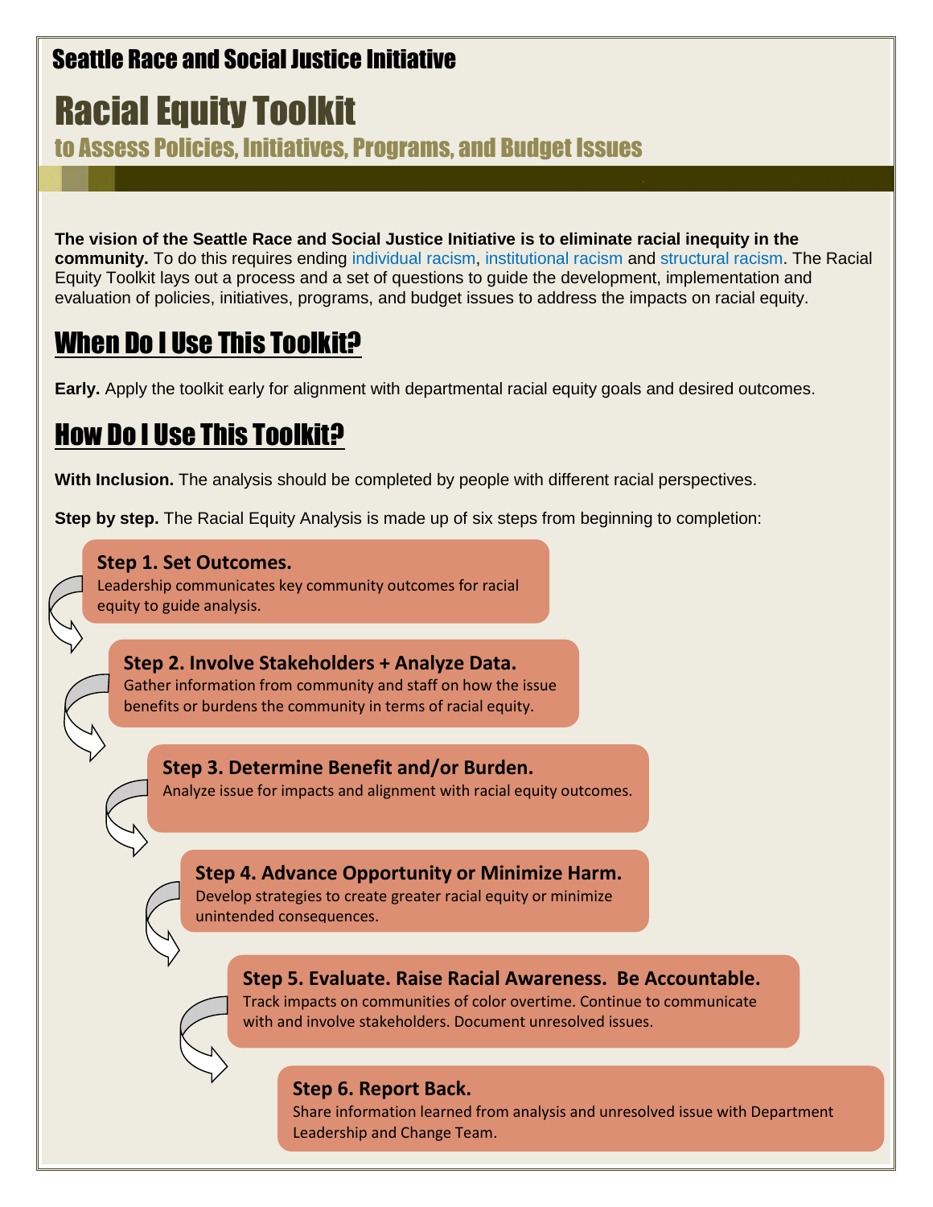Seattle Race and Social Justice Initiative

# Racial Equity Toolkit

## to Assess Policies, Initiatives, Programs, and Budget Issues

**The vision of the Seattle Race and Social Justice Initiative is to eliminate racial inequity in the community.** To do this requires ending individual racism, institutional racism and structural racism. The Racial Equity Toolkit lays out a process and a set of questions to guide the development, implementation and evaluation of policies, initiatives, programs, and budget issues to address the impacts on racial equity.

## When Do I Use This Toolkit?

**Early.** Apply the toolkit early for alignment with departmental racial equity goals and desired outcomes.

## How Do I Use This Toolkit?

**With Inclusion.** The analysis should be completed by people with different racial perspectives.

**Step by step.** The Racial Equity Analysis is made up of six steps from beginning to completion:

**Step 1. Set Outcomes.**
Leadership communicates key community outcomes for racial equity to guide analysis.

**Step 2. Involve Stakeholders + Analyze Data.**
Gather information from community and staff on how the issue benefits or burdens the community in terms of racial equity.

**Step 3. Determine Benefit and/or Burden.**
Analyze issue for impacts and alignment with racial equity outcomes.

**Step 4. Advance Opportunity or Minimize Harm.**
Develop strategies to create greater racial equity or minimize unintended consequences.

**Step 5. Evaluate. Raise Racial Awareness. Be Accountable.**
Track impacts on communities of color overtime. Continue to communicate with and involve stakeholders. Document unresolved issues.

**Step 6. Report Back.**
Share information learned from analysis and unresolved issue with Department Leadership and Change Team.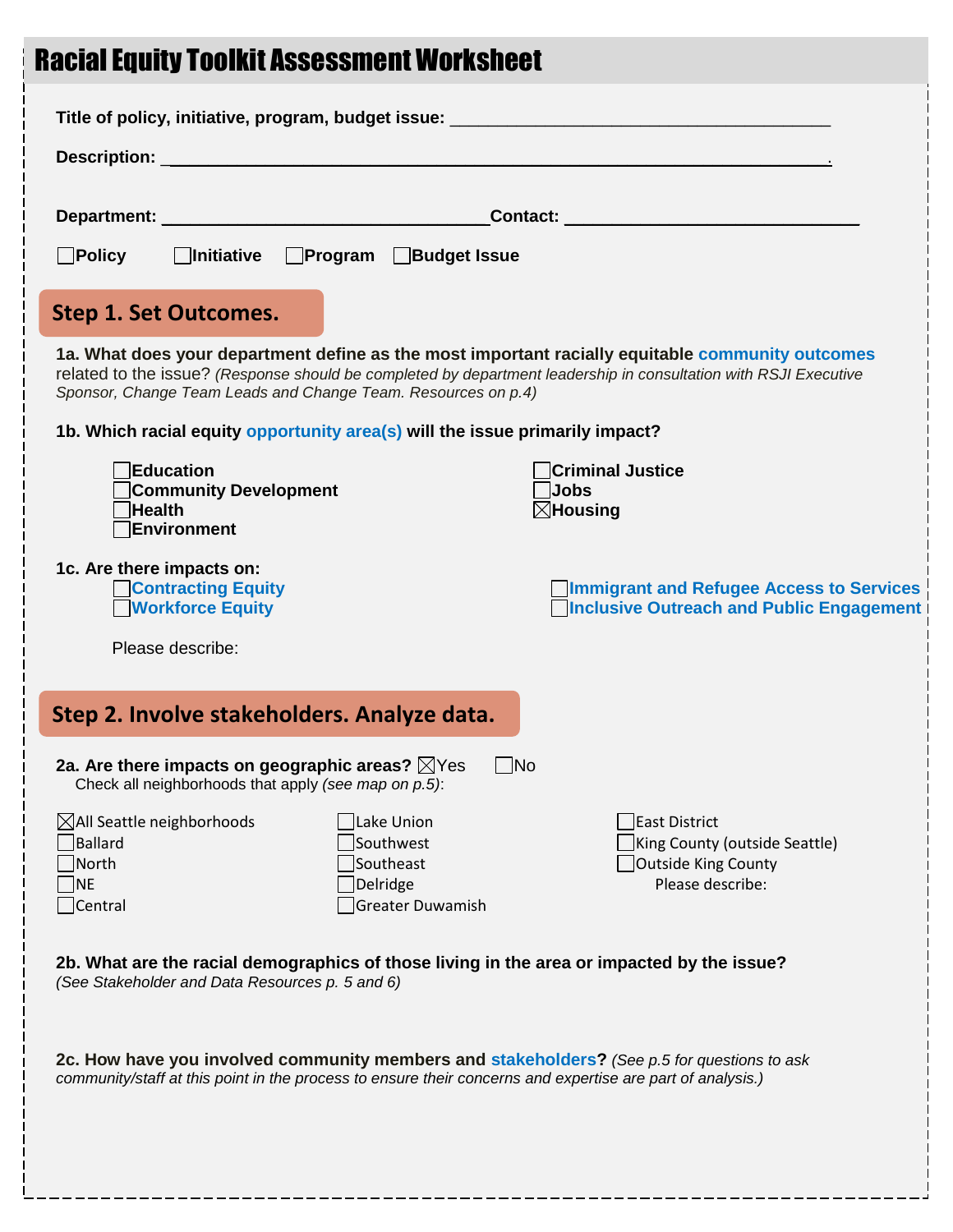# Racial Equity Toolkit Assessment Worksheet

**Title of policy, initiative, program, budget issue:** ______________________________________

**Description:** ______________________________________________________________________.

**Department:** _________________________________ **Contact:** _____________________________

☐ **Policy** ☐ **Initiative** ☐ **Program** ☐ **Budget Issue**

## Step 1. Set Outcomes.

**1a. What does your department define as the most important racially equitable community outcomes** related to the issue? *(Response should be completed by department leadership in consultation with RSJI Executive Sponsor, Change Team Leads and Change Team. Resources on p.4)*

**1b. Which racial equity opportunity area(s) will the issue primarily impact?**

- ☐ **Education**
- ☐ **Community Development**
- ☐ **Health**
- ☐ **Environment**
- ☐ **Criminal Justice**
- ☐ **Jobs**
- ☒ **Housing**

**1c. Are there impacts on:**

- ☐ **Contracting Equity**
- ☐ **Workforce Equity**
- ☐ **Immigrant and Refugee Access to Services**
- ☐ **Inclusive Outreach and Public Engagement**

Please describe:

## Step 2. Involve stakeholders. Analyze data.

**2a. Are there impacts on geographic areas?** ☒ Yes ☐ No

Check all neighborhoods that apply *(see map on p.5)*:

- ☒ All Seattle neighborhoods
- ☐ Ballard
- ☐ North
- ☐ NE
- ☐ Central
- ☐ Lake Union
- ☐ Southwest
- ☐ Southeast
- ☐ Delridge
- ☐ Greater Duwamish
- ☐ East District
- ☐ King County (outside Seattle)
- ☐ Outside King County

Please describe:

**2b. What are the racial demographics of those living in the area or impacted by the issue?**
*(See Stakeholder and Data Resources p. 5 and 6)*

**2c. How have you involved community members and stakeholders?** *(See p.5 for questions to ask community/staff at this point in the process to ensure their concerns and expertise are part of analysis.)*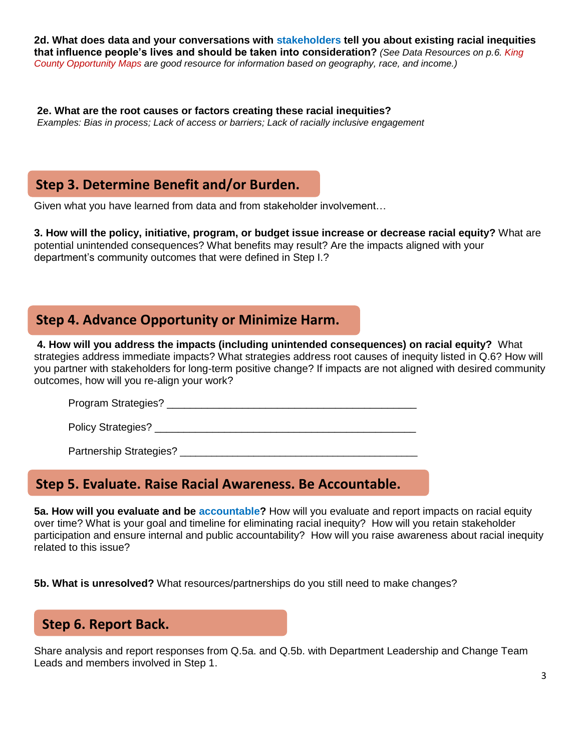**2d. What does data and your conversations with stakeholders tell you about existing racial inequities that influence people's lives and should be taken into consideration?** *(See Data Resources on p.6. King County Opportunity Maps are good resource for information based on geography, race, and income.)*

**2e. What are the root causes or factors creating these racial inequities?**
*Examples: Bias in process; Lack of access or barriers; Lack of racially inclusive engagement*

## Step 3. Determine Benefit and/or Burden.

Given what you have learned from data and from stakeholder involvement…

**3. How will the policy, initiative, program, or budget issue increase or decrease racial equity?** What are potential unintended consequences? What benefits may result? Are the impacts aligned with your department's community outcomes that were defined in Step I.?

## Step 4. Advance Opportunity or Minimize Harm.

**4. How will you address the impacts (including unintended consequences) on racial equity?** What strategies address immediate impacts? What strategies address root causes of inequity listed in Q.6? How will you partner with stakeholders for long-term positive change? If impacts are not aligned with desired community outcomes, how will you re-align your work?

Program Strategies? ___________________________________________

Policy Strategies? _____________________________________________

Partnership Strategies? _________________________________________

## Step 5. Evaluate. Raise Racial Awareness. Be Accountable.

**5a. How will you evaluate and be accountable?** How will you evaluate and report impacts on racial equity over time? What is your goal and timeline for eliminating racial inequity? How will you retain stakeholder participation and ensure internal and public accountability? How will you raise awareness about racial inequity related to this issue?

**5b. What is unresolved?** What resources/partnerships do you still need to make changes?

## Step 6. Report Back.

Share analysis and report responses from Q.5a. and Q.5b. with Department Leadership and Change Team Leads and members involved in Step 1.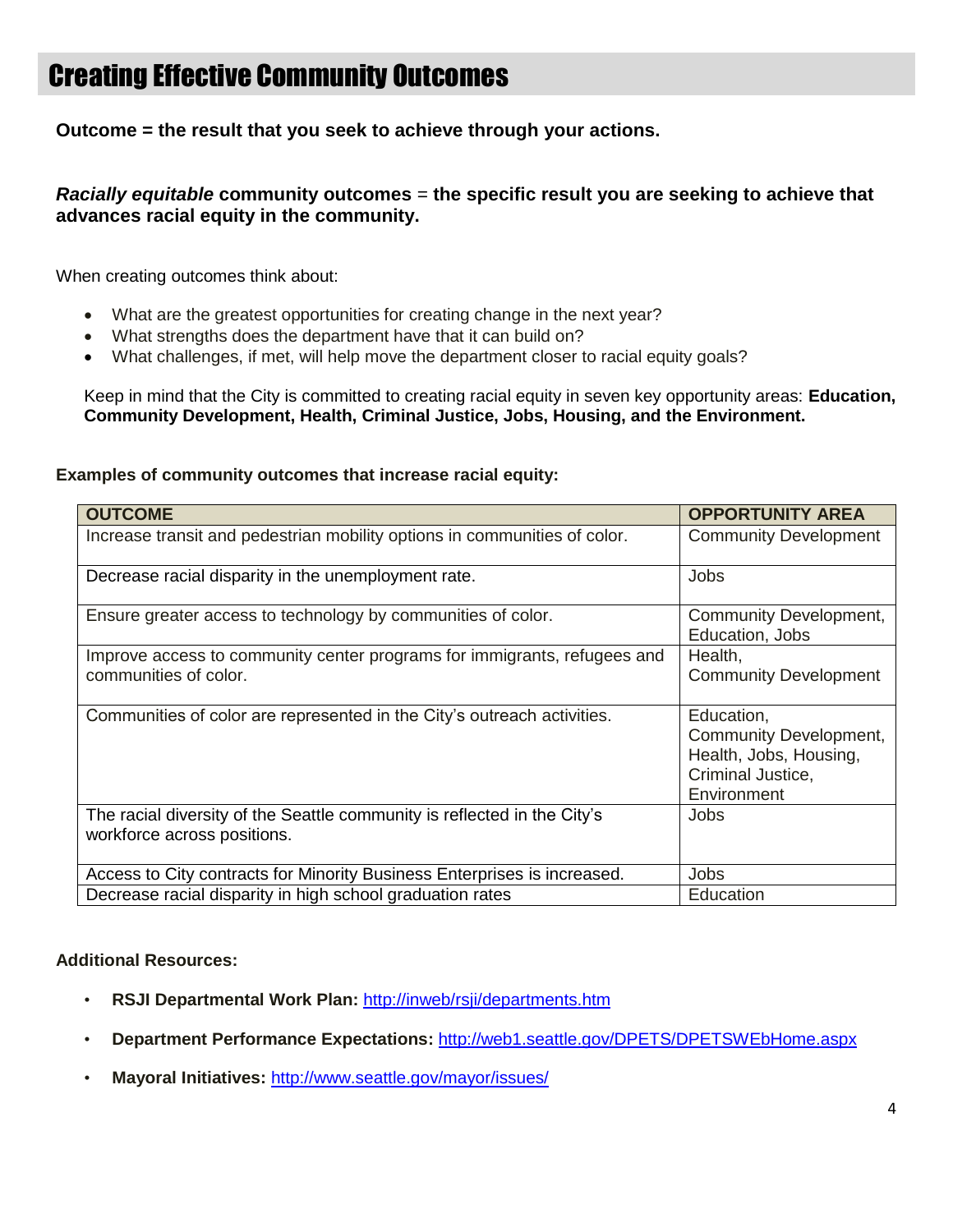# Creating Effective Community Outcomes

**Outcome = the result that you seek to achieve through your actions.**

***Racially equitable* community outcomes = the specific result you are seeking to achieve that advances racial equity in the community.**

When creating outcomes think about:

- What are the greatest opportunities for creating change in the next year?
- What strengths does the department have that it can build on?
- What challenges, if met, will help move the department closer to racial equity goals?

Keep in mind that the City is committed to creating racial equity in seven key opportunity areas: **Education, Community Development, Health, Criminal Justice, Jobs, Housing, and the Environment.**

**Examples of community outcomes that increase racial equity:**

| OUTCOME | OPPORTUNITY AREA |
|---|---|
| Increase transit and pedestrian mobility options in communities of color. | Community Development |
| Decrease racial disparity in the unemployment rate. | Jobs |
| Ensure greater access to technology by communities of color. | Community Development, Education, Jobs |
| Improve access to community center programs for immigrants, refugees and communities of color. | Health, Community Development |
| Communities of color are represented in the City's outreach activities. | Education, Community Development, Health, Jobs, Housing, Criminal Justice, Environment |
| The racial diversity of the Seattle community is reflected in the City's workforce across positions. | Jobs |
| Access to City contracts for Minority Business Enterprises is increased. | Jobs |
| Decrease racial disparity in high school graduation rates | Education |

**Additional Resources:**

- **RSJI Departmental Work Plan:** http://inweb/rsji/departments.htm
- **Department Performance Expectations:** http://web1.seattle.gov/DPETS/DPETSWEbHome.aspx
- **Mayoral Initiatives:** http://www.seattle.gov/mayor/issues/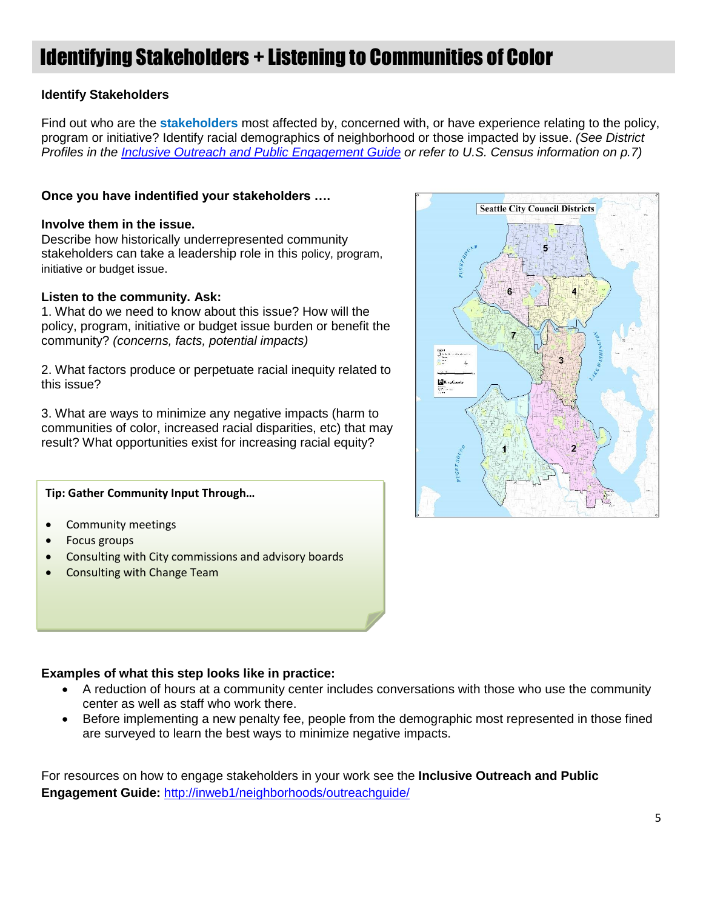# Identifying Stakeholders + Listening to Communities of Color

**Identify Stakeholders**

Find out who are the **stakeholders** most affected by, concerned with, or have experience relating to the policy, program or initiative? Identify racial demographics of neighborhood or those impacted by issue. *(See District Profiles in the [Inclusive Outreach and Public Engagement Guide](http://inweb1/neighborhoods/outreachguide/) or refer to U.S. Census information on p.7)*

**Once you have indentified your stakeholders ….**

**Involve them in the issue.**
Describe how historically underrepresented community stakeholders can take a leadership role in this policy, program, initiative or budget issue.

**Listen to the community. Ask:**

1. What do we need to know about this issue? How will the policy, program, initiative or budget issue burden or benefit the community? *(concerns, facts, potential impacts)*

2. What factors produce or perpetuate racial inequity related to this issue?

3. What are ways to minimize any negative impacts (harm to communities of color, increased racial disparities, etc) that may result? What opportunities exist for increasing racial equity?

**Tip: Gather Community Input Through…**

- Community meetings
- Focus groups
- Consulting with City commissions and advisory boards
- Consulting with Change Team

**Examples of what this step looks like in practice:**

- A reduction of hours at a community center includes conversations with those who use the community center as well as staff who work there.
- Before implementing a new penalty fee, people from the demographic most represented in those fined are surveyed to learn the best ways to minimize negative impacts.

For resources on how to engage stakeholders in your work see the **Inclusive Outreach and Public Engagement Guide:** http://inweb1/neighborhoods/outreachguide/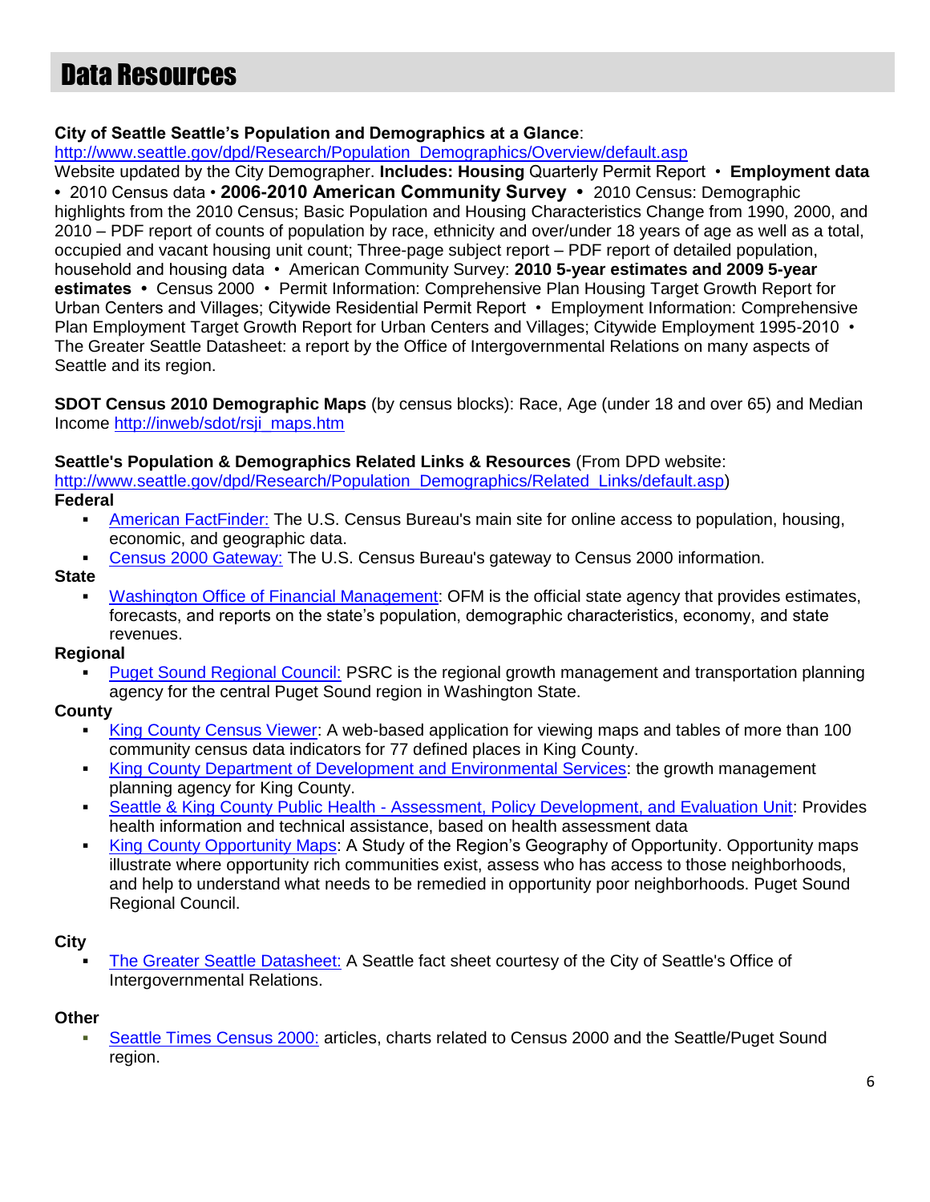# Data Resources

**City of Seattle Seattle's Population and Demographics at a Glance**:
http://www.seattle.gov/dpd/Research/Population_Demographics/Overview/default.asp
Website updated by the City Demographer. **Includes: Housing** Quarterly Permit Report • **Employment data** • 2010 Census data • **2006-2010 American Community Survey** • 2010 Census: Demographic highlights from the 2010 Census; Basic Population and Housing Characteristics Change from 1990, 2000, and 2010 – PDF report of counts of population by race, ethnicity and over/under 18 years of age as well as a total, occupied and vacant housing unit count; Three-page subject report – PDF report of detailed population, household and housing data • American Community Survey: **2010 5-year estimates and 2009 5-year estimates** • Census 2000 • Permit Information: Comprehensive Plan Housing Target Growth Report for Urban Centers and Villages; Citywide Residential Permit Report • Employment Information: Comprehensive Plan Employment Target Growth Report for Urban Centers and Villages; Citywide Employment 1995-2010 • The Greater Seattle Datasheet: a report by the Office of Intergovernmental Relations on many aspects of Seattle and its region.

**SDOT Census 2010 Demographic Maps** (by census blocks): Race, Age (under 18 and over 65) and Median Income http://inweb/sdot/rsji_maps.htm

**Seattle's Population & Demographics Related Links & Resources** (From DPD website: http://www.seattle.gov/dpd/Research/Population_Demographics/Related_Links/default.asp)

**Federal**

- American FactFinder: The U.S. Census Bureau's main site for online access to population, housing, economic, and geographic data.
- Census 2000 Gateway: The U.S. Census Bureau's gateway to Census 2000 information.

**State**

- Washington Office of Financial Management: OFM is the official state agency that provides estimates, forecasts, and reports on the state's population, demographic characteristics, economy, and state revenues.

**Regional**

- Puget Sound Regional Council: PSRC is the regional growth management and transportation planning agency for the central Puget Sound region in Washington State.

**County**

- King County Census Viewer: A web-based application for viewing maps and tables of more than 100 community census data indicators for 77 defined places in King County.
- King County Department of Development and Environmental Services: the growth management planning agency for King County.
- Seattle & King County Public Health - Assessment, Policy Development, and Evaluation Unit: Provides health information and technical assistance, based on health assessment data
- King County Opportunity Maps: A Study of the Region's Geography of Opportunity. Opportunity maps illustrate where opportunity rich communities exist, assess who has access to those neighborhoods, and help to understand what needs to be remedied in opportunity poor neighborhoods. Puget Sound Regional Council.

**City**

- The Greater Seattle Datasheet: A Seattle fact sheet courtesy of the City of Seattle's Office of Intergovernmental Relations.

**Other**

- Seattle Times Census 2000: articles, charts related to Census 2000 and the Seattle/Puget Sound region.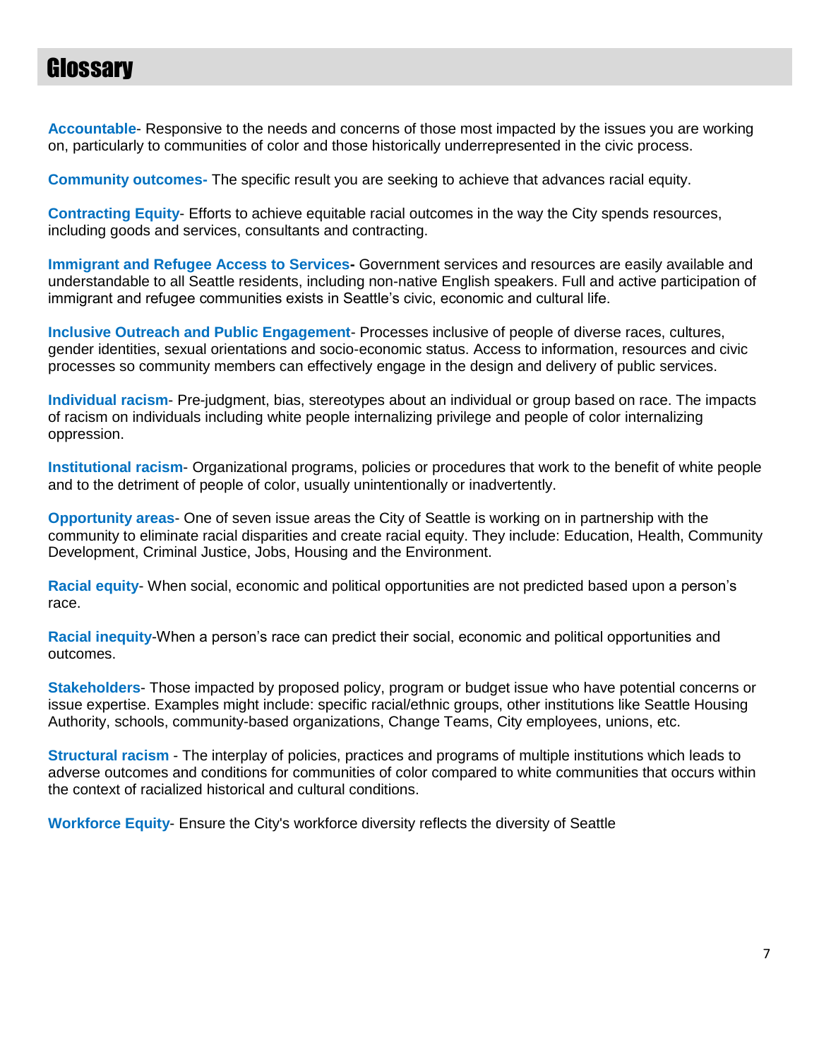# Glossary

**Accountable**- Responsive to the needs and concerns of those most impacted by the issues you are working on, particularly to communities of color and those historically underrepresented in the civic process.

**Community outcomes-** The specific result you are seeking to achieve that advances racial equity.

**Contracting Equity**- Efforts to achieve equitable racial outcomes in the way the City spends resources, including goods and services, consultants and contracting.

**Immigrant and Refugee Access to Services-** Government services and resources are easily available and understandable to all Seattle residents, including non-native English speakers. Full and active participation of immigrant and refugee communities exists in Seattle's civic, economic and cultural life.

**Inclusive Outreach and Public Engagement**- Processes inclusive of people of diverse races, cultures, gender identities, sexual orientations and socio-economic status. Access to information, resources and civic processes so community members can effectively engage in the design and delivery of public services.

**Individual racism**- Pre-judgment, bias, stereotypes about an individual or group based on race. The impacts of racism on individuals including white people internalizing privilege and people of color internalizing oppression.

**Institutional racism**- Organizational programs, policies or procedures that work to the benefit of white people and to the detriment of people of color, usually unintentionally or inadvertently.

**Opportunity areas**- One of seven issue areas the City of Seattle is working on in partnership with the community to eliminate racial disparities and create racial equity. They include: Education, Health, Community Development, Criminal Justice, Jobs, Housing and the Environment.

**Racial equity**- When social, economic and political opportunities are not predicted based upon a person's race.

**Racial inequity**-When a person's race can predict their social, economic and political opportunities and outcomes.

**Stakeholders**- Those impacted by proposed policy, program or budget issue who have potential concerns or issue expertise. Examples might include: specific racial/ethnic groups, other institutions like Seattle Housing Authority, schools, community-based organizations, Change Teams, City employees, unions, etc.

**Structural racism** - The interplay of policies, practices and programs of multiple institutions which leads to adverse outcomes and conditions for communities of color compared to white communities that occurs within the context of racialized historical and cultural conditions.

**Workforce Equity**- Ensure the City's workforce diversity reflects the diversity of Seattle